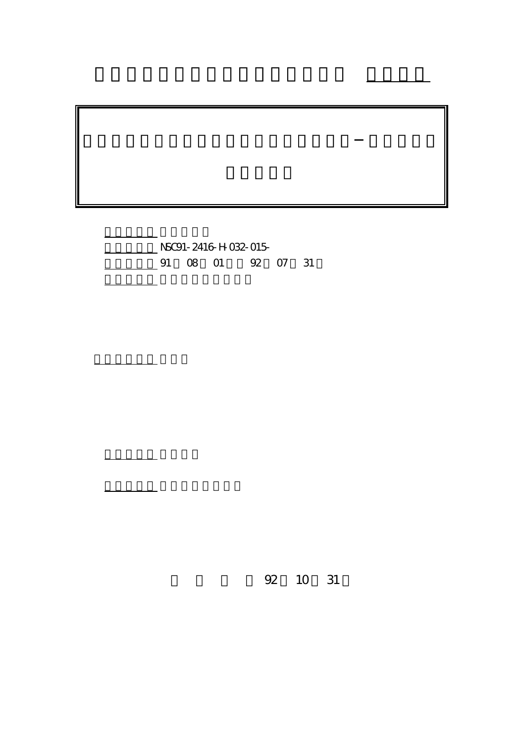NSC91-2416-H-032-015-

91 08 01 92 07 31

92 10 31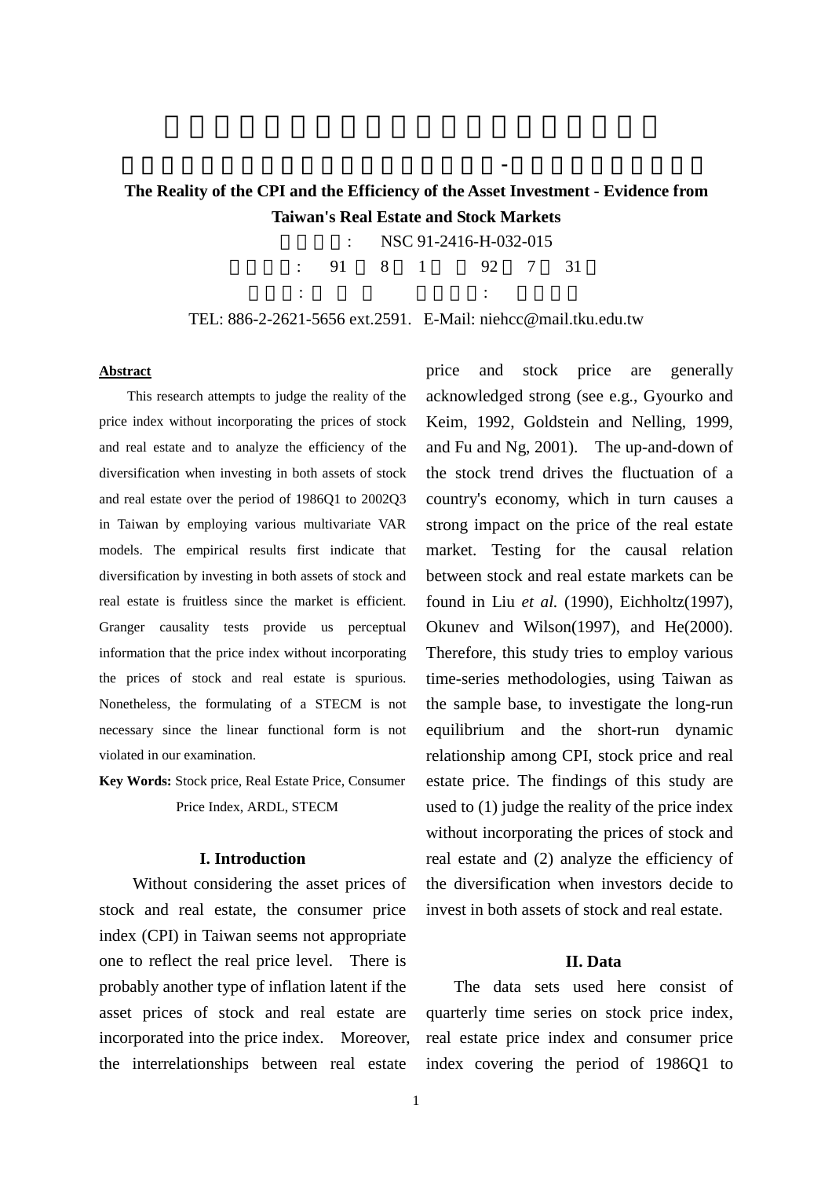# The Reality of the CPI and the Efficiency of the Asset Investment - Evidence from Taiwan's Real Estate and Stock Markets

: NSC 91-2416-H-032-015

: 91 8 1 92 7 31

: :

TEL: 886-2-2621-5656 ext.2591. E-Mail: niehcc@mail.tku.edu.tw

**Abstract**

This research attempts to judge the reality of the price index without incorporating the prices of stock and real estate and to analyze the efficiency of the diversification when investing in both assets of stock and real estate over the period of 1986Q1 to 2002Q3 in Taiwan by employing various multivariate VAR models. The empirical results first indicate that diversification by investing in both assets of stock and real estate is fruitless since the market is efficient. Granger causality tests provide us perceptual information that the price index without incorporating the prices of stock and real estate is spurious. Nonetheless, the formulating of a STECM is not necessary since the linear functional form is not violated in our examination.

**Key Words:** Stock price, Real Estate Price, Consumer Price Index, ARDL, STECM

## I. Introduction

Without considering the asset prices of stock and real estate, the consumer price index (CPI) in Taiwan seems not appropriate one to reflect the real price level. There is probably another type of inflation latent if the asset prices of stock and real estate are incorporated into the price index. Moreover, the interrelationships between real estate price and stock price are generally acknowledged strong (see e.g., Gyourko and Keim, 1992, Goldstein and Nelling, 1999, and Fu and Ng, 2001). The up-and-down of the stock trend drives the fluctuation of a country's economy, which in turn causes a strong impact on the price of the real estate market. Testing for the causal relation between stock and real estate markets can be found in Liu *et al.* (1990), Eichholtz(1997), Okunev and Wilson(1997), and He(2000). Therefore, this study tries to employ various time-series methodologies, using Taiwan as the sample base, to investigate the long-run equilibrium and the short-run dynamic relationship among CPI, stock price and real estate price. The findings of this study are used to (1) judge the reality of the price index without incorporating the prices of stock and real estate and (2) analyze the efficiency of the diversification when investors decide to invest in both assets of stock and real estate.

## II. Data

The data sets used here consist of quarterly time series on stock price index, real estate price index and consumer price index covering the period of 1986Q1 to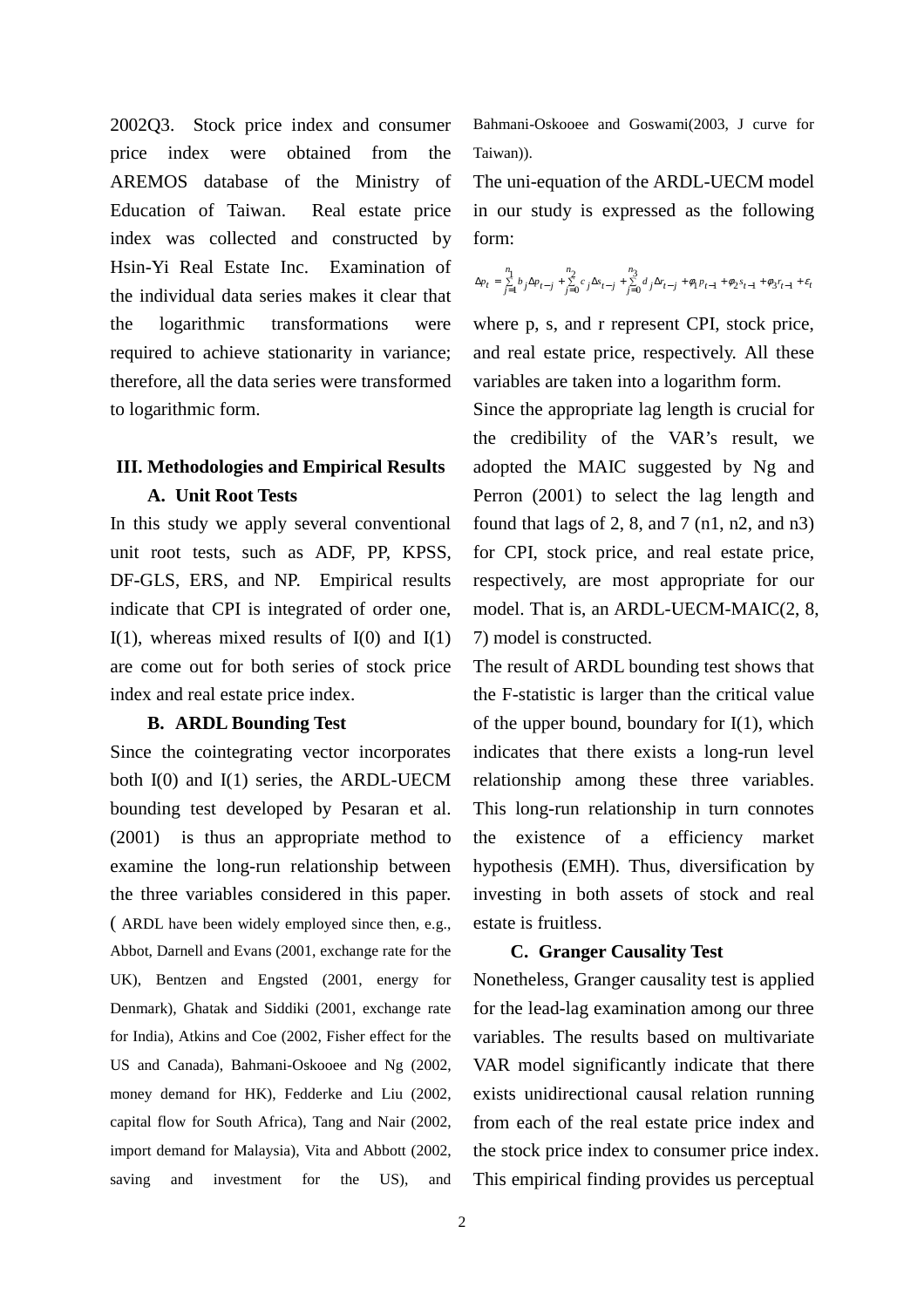2002Q3. Stock price index and consumer price index were obtained from the AREMOS database of the Ministry of Education of Taiwan. Real estate price index was collected and constructed by Hsin-Yi Real Estate Inc. Examination of the individual data series makes it clear that the logarithmic transformations were required to achieve stationarity in variance; therefore, all the data series were transformed to logarithmic form.

## III. Methodologies and Empirical Results

### A. Unit Root Tests

In this study we apply several conventional unit root tests, such as ADF, PP, KPSS, DF-GLS, ERS, and NP. Empirical results indicate that CPI is integrated of order one, I(1), whereas mixed results of I(0) and I(1) are come out for both series of stock price index and real estate price index.

### B. ARDL Bounding Test

Since the cointegrating vector incorporates both I(0) and I(1) series, the ARDL-UECM bounding test developed by Pesaran et al. (2001) is thus an appropriate method to examine the long-run relationship between the three variables considered in this paper. ( ARDL have been widely employed since then, e.g., Abbot, Darnell and Evans (2001, exchange rate for the UK), Bentzen and Engsted (2001, energy for Denmark), Ghatak and Siddiki (2001, exchange rate for India), Atkins and Coe (2002, Fisher effect for the US and Canada), Bahmani-Oskooee and Ng (2002, money demand for HK), Fedderke and Liu (2002, capital flow for South Africa), Tang and Nair (2002, import demand for Malaysia), Vita and Abbott (2002, saving and investment for the US), and Bahmani-Oskooee and Goswami(2003, J curve for Taiwan)).

The uni-equation of the ARDL-UECM model in our study is expressed as the following form:

$$\Delta p_t = \sum_{j=1}^{n_1} b_j \Delta p_{t-j} + \sum_{j=0}^{n_2} c_j \Delta s_{t-j} + \sum_{j=0}^{n_3} d_j \Delta r_{t-j} + \varphi_1 p_{t-1} + \varphi_2 s_{t-1} + \varphi_3 r_{t-1} + \varepsilon_t$$

where p, s, and r represent CPI, stock price, and real estate price, respectively. All these variables are taken into a logarithm form.

Since the appropriate lag length is crucial for the credibility of the VAR's result, we adopted the MAIC suggested by Ng and Perron (2001) to select the lag length and found that lags of 2, 8, and 7 (n1, n2, and n3) for CPI, stock price, and real estate price, respectively, are most appropriate for our model. That is, an ARDL-UECM-MAIC(2, 8, 7) model is constructed.

The result of ARDL bounding test shows that the F-statistic is larger than the critical value of the upper bound, boundary for I(1), which indicates that there exists a long-run level relationship among these three variables. This long-run relationship in turn connotes the existence of a efficiency market hypothesis (EMH). Thus, diversification by investing in both assets of stock and real estate is fruitless.

### C. Granger Causality Test

Nonetheless, Granger causality test is applied for the lead-lag examination among our three variables. The results based on multivariate VAR model significantly indicate that there exists unidirectional causal relation running from each of the real estate price index and the stock price index to consumer price index. This empirical finding provides us perceptual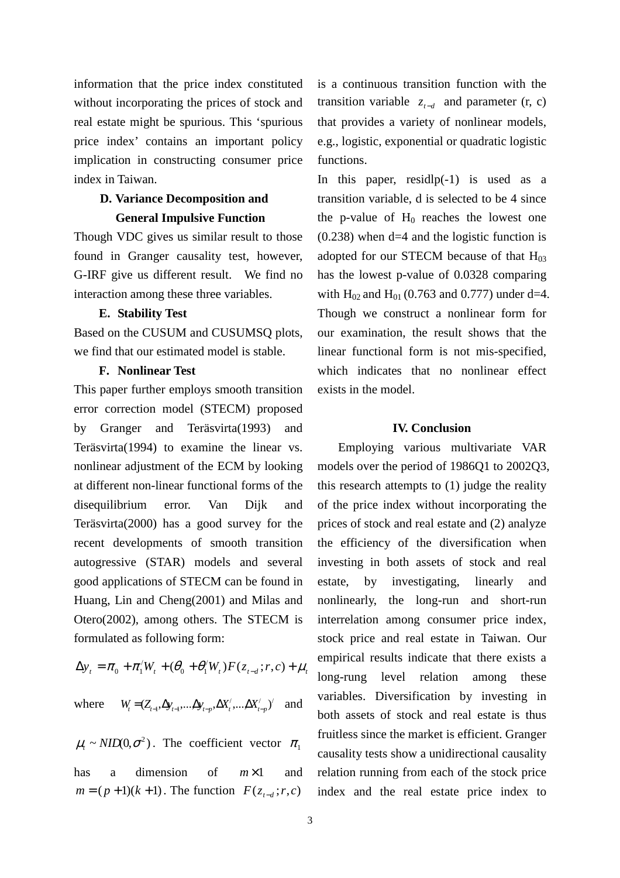information that the price index constituted without incorporating the prices of stock and real estate might be spurious. This 'spurious price index' contains an important policy implication in constructing consumer price index in Taiwan.

### D. Variance Decomposition and General Impulsive Function

Though VDC gives us similar result to those found in Granger causality test, however, G-IRF give us different result. We find no interaction among these three variables.

### E. Stability Test

Based on the CUSUM and CUSUMSQ plots, we find that our estimated model is stable.

### F. Nonlinear Test

This paper further employs smooth transition error correction model (STECM) proposed by Granger and Teräsvirta(1993) and Teräsvirta(1994) to examine the linear vs. nonlinear adjustment of the ECM by looking at different non-linear functional forms of the disequilibrium error. Van Dijk and Teräsvirta(2000) has a good survey for the recent developments of smooth transition autogressive (STAR) models and several good applications of STECM can be found in Huang, Lin and Cheng(2001) and Milas and Otero(2002), among others. The STECM is formulated as following form:

$$\Delta y_t = \pi_0 + \pi_1^{/} W_t + (\theta_0 + \theta_1^{/} W_t) F(z_{t-d}; r, c) + \mu_t$$

where $W_t = (Z_{t-1}, \Delta y_{t-1}, \ldots \Delta y_{t-p}, \Delta X_t^{/}, \ldots \Delta X_{t-p}^{/})^{/}$ and $\mu_t \sim NID(0, \sigma^2)$. The coefficient vector $\pi_1$ has a dimension of $m \times 1$ and $m = (p+1)(k+1)$. The function $F(z_{t-d}; r, c)$ is a continuous transition function with the transition variable $z_{t-d}$ and parameter (r, c) that provides a variety of nonlinear models, e.g., logistic, exponential or quadratic logistic functions.

In this paper, residlp(-1) is used as a transition variable, d is selected to be 4 since the p-value of $H_0$ reaches the lowest one (0.238) when d=4 and the logistic function is adopted for our STECM because of that $H_{03}$ has the lowest p-value of 0.0328 comparing with $H_{02}$ and $H_{01}$ (0.763 and 0.777) under d=4. Though we construct a nonlinear form for our examination, the result shows that the linear functional form is not mis-specified, which indicates that no nonlinear effect exists in the model.

## IV. Conclusion

Employing various multivariate VAR models over the period of 1986Q1 to 2002Q3, this research attempts to (1) judge the reality of the price index without incorporating the prices of stock and real estate and (2) analyze the efficiency of the diversification when investing in both assets of stock and real estate, by investigating, linearly and nonlinearly, the long-run and short-run interrelation among consumer price index, stock price and real estate in Taiwan. Our empirical results indicate that there exists a long-rung level relation among these variables. Diversification by investing in both assets of stock and real estate is thus fruitless since the market is efficient. Granger causality tests show a unidirectional causality relation running from each of the stock price index and the real estate price index to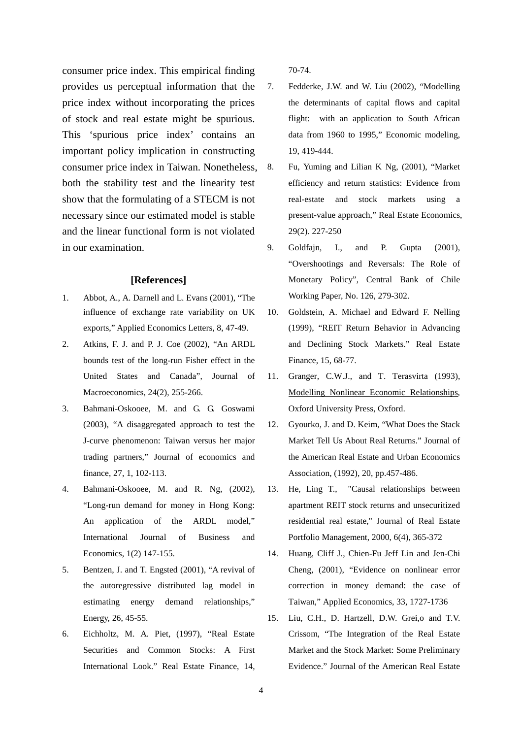consumer price index. This empirical finding provides us perceptual information that the price index without incorporating the prices of stock and real estate might be spurious. This 'spurious price index' contains an important policy implication in constructing consumer price index in Taiwan. Nonetheless, both the stability test and the linearity test show that the formulating of a STECM is not necessary since our estimated model is stable and the linear functional form is not violated in our examination.

## [References]

1. Abbot, A., A. Darnell and L. Evans (2001), "The influence of exchange rate variability on UK exports," Applied Economics Letters, 8, 47-49.
2. Atkins, F. J. and P. J. Coe (2002), "An ARDL bounds test of the long-run Fisher effect in the United States and Canada", Journal of Macroeconomics, 24(2), 255-266.
3. Bahmani-Oskooee, M. and G. G. Goswami (2003), "A disaggregated approach to test the J-curve phenomenon: Taiwan versus her major trading partners," Journal of economics and finance, 27, 1, 102-113.
4. Bahmani-Oskooee, M. and R. Ng, (2002), "Long-run demand for money in Hong Kong: An application of the ARDL model," International Journal of Business and Economics, 1(2) 147-155.
5. Bentzen, J. and T. Engsted (2001), "A revival of the autoregressive distributed lag model in estimating energy demand relationships," Energy, 26, 45-55.
6. Eichholtz, M. A. Piet, (1997), "Real Estate Securities and Common Stocks: A First International Look." Real Estate Finance, 14, 70-74.
7. Fedderke, J.W. and W. Liu (2002), "Modelling the determinants of capital flows and capital flight: with an application to South African data from 1960 to 1995," Economic modeling, 19, 419-444.
8. Fu, Yuming and Lilian K Ng, (2001), "Market efficiency and return statistics: Evidence from real-estate and stock markets using a present-value approach," Real Estate Economics, 29(2). 227-250
9. Goldfajn, I., and P. Gupta (2001), "Overshootings and Reversals: The Role of Monetary Policy", Central Bank of Chile Working Paper, No. 126, 279-302.
10. Goldstein, A. Michael and Edward F. Nelling (1999), "REIT Return Behavior in Advancing and Declining Stock Markets." Real Estate Finance, 15, 68-77.
11. Granger, C.W.J., and T. Terasvirta (1993), Modelling Nonlinear Economic Relationships, Oxford University Press, Oxford.
12. Gyourko, J. and D. Keim, "What Does the Stack Market Tell Us About Real Returns." Journal of the American Real Estate and Urban Economics Association, (1992), 20, pp.457-486.
13. He, Ling T., "Causal relationships between apartment REIT stock returns and unsecuritized residential real estate," Journal of Real Estate Portfolio Management, 2000, 6(4), 365-372
14. Huang, Cliff J., Chien-Fu Jeff Lin and Jen-Chi Cheng, (2001), "Evidence on nonlinear error correction in money demand: the case of Taiwan," Applied Economics, 33, 1727-1736
15. Liu, C.H., D. Hartzell, D.W. Grei,o and T.V. Crissom, "The Integration of the Real Estate Market and the Stock Market: Some Preliminary Evidence." Journal of the American Real Estate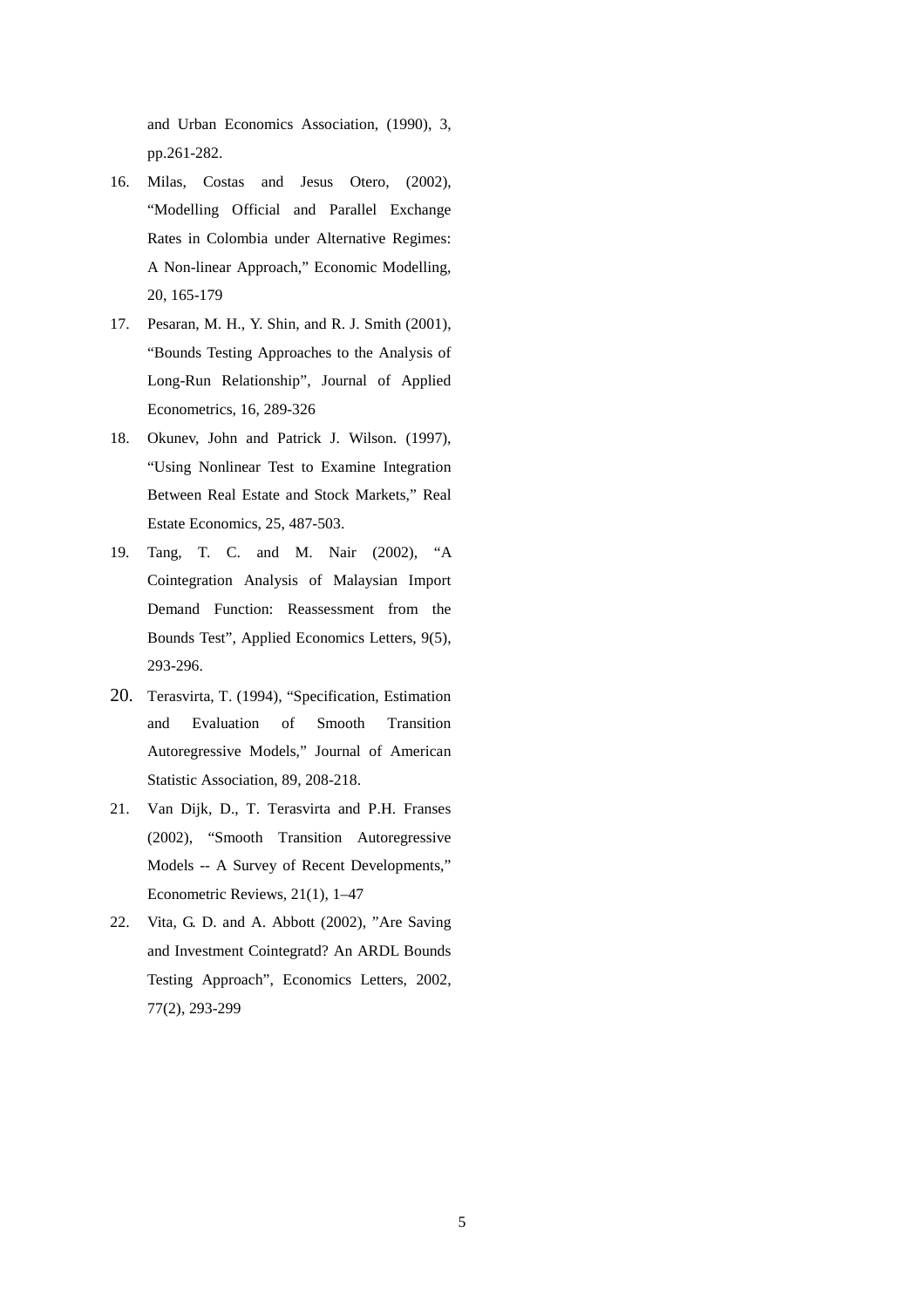and Urban Economics Association, (1990), 3, pp.261-282.

16. Milas, Costas and Jesus Otero, (2002), “Modelling Official and Parallel Exchange Rates in Colombia under Alternative Regimes: A Non-linear Approach,” Economic Modelling, 20, 165-179
17. Pesaran, M. H., Y. Shin, and R. J. Smith (2001), “Bounds Testing Approaches to the Analysis of Long-Run Relationship”, Journal of Applied Econometrics, 16, 289-326
18. Okunev, John and Patrick J. Wilson. (1997), “Using Nonlinear Test to Examine Integration Between Real Estate and Stock Markets,” Real Estate Economics, 25, 487-503.
19. Tang, T. C. and M. Nair (2002), “A Cointegration Analysis of Malaysian Import Demand Function: Reassessment from the Bounds Test”, Applied Economics Letters, 9(5), 293-296.
20. Terasvirta, T. (1994), “Specification, Estimation and Evaluation of Smooth Transition Autoregressive Models,” Journal of American Statistic Association, 89, 208-218.
21. Van Dijk, D., T. Terasvirta and P.H. Franses (2002), “Smooth Transition Autoregressive Models -- A Survey of Recent Developments,” Econometric Reviews, 21(1), 1–47
22. Vita, G. D. and A. Abbott (2002), ”Are Saving and Investment Cointegratd? An ARDL Bounds Testing Approach”, Economics Letters, 2002, 77(2), 293-299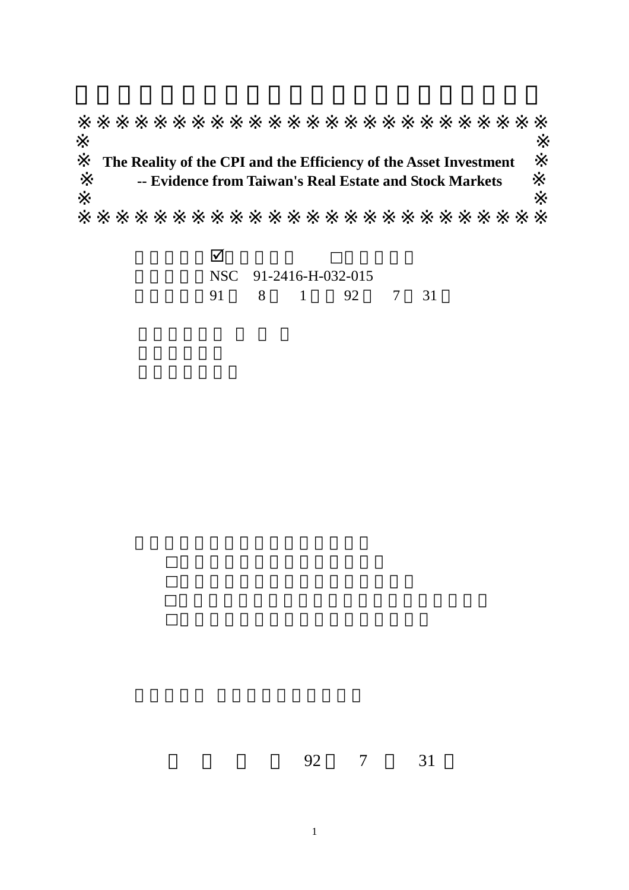※※※※※※※※※※※※※※※※※※※※※※※※※

※ The Reality of the CPI and the Efficiency of the Asset Investment ※

※ -- Evidence from Taiwan's Real Estate and Stock Markets ※

※※※※※※※※※※※※※※※※※※※※※※※※※

☑ □

NSC 91-2416-H-032-015

91 8 1 92 7 31

□

□

□

□

92 7 31